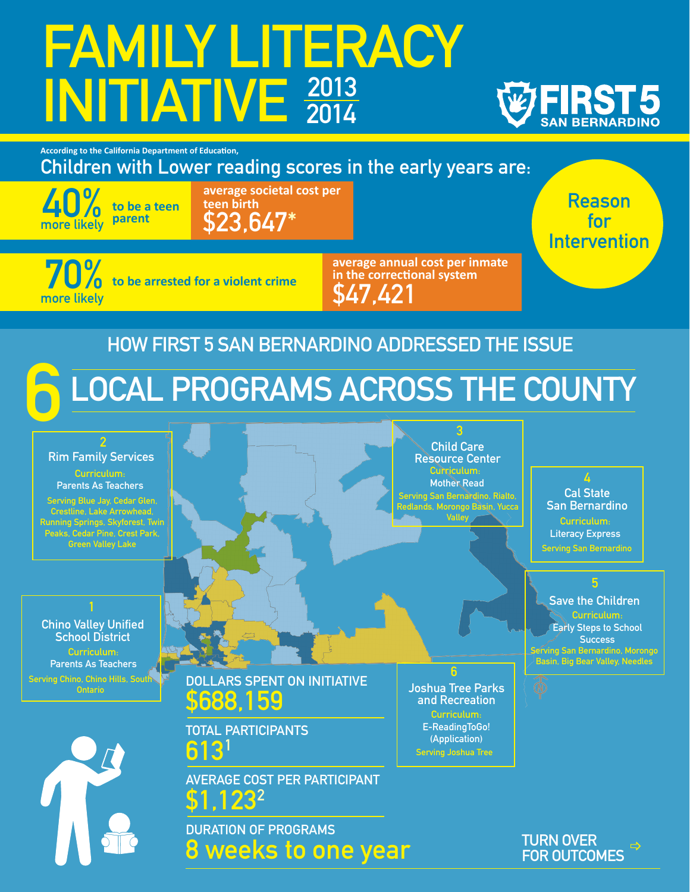# FAMILY LITERACY INITIATIVE 2013 2014

FIRST 5 SAN BERNARDINO

According to the California Department of Education,

## Children with Lower reading scores in the early years are:

**40%** more likely to be a teen parent

average societal cost per teen birth **$23,647***

**70%** more likely to be arrested for a violent crime

average annual cost per inmate in the correctional system **$47,421**

Reason for Intervention

## HOW FIRST 5 SAN BERNARDINO ADDRESSED THE ISSUE

# 6 LOCAL PROGRAMS ACROSS THE COUNTY

**1**
**Chino Valley Unified School District**
Curriculum: Parents As Teachers
Serving Chino, Chino Hills, South Ontario

**2**
**Rim Family Services**
Curriculum: Parents As Teachers
Serving Blue Jay, Cedar Glen, Crestline, Lake Arrowhead, Running Springs, Skyforest, Twin Peaks, Cedar Pine, Crest Park, Green Valley Lake

**3**
**Child Care Resource Center**
Curriculum: Mother Read
Serving San Bernardino, Rialto, Redlands, Morongo Basin, Yucca Valley

**4**
**Cal State San Bernardino**
Curriculum: Literacy Express
Serving San Bernardino

**5**
**Save the Children**
Curriculum: Early Steps to School Success
Serving San Bernardino, Morongo Basin, Big Bear Valley, Needles

**6**
**Joshua Tree Parks and Recreation**
Curriculum: E-ReadingToGo! (Application)
Serving Joshua Tree

DOLLARS SPENT ON INITIATIVE
**$688,159**

TOTAL PARTICIPANTS
**613**[1]

AVERAGE COST PER PARTICIPANT
**$1,123**[2]

DURATION OF PROGRAMS
**8 weeks to one year**

TURN OVER FOR OUTCOMES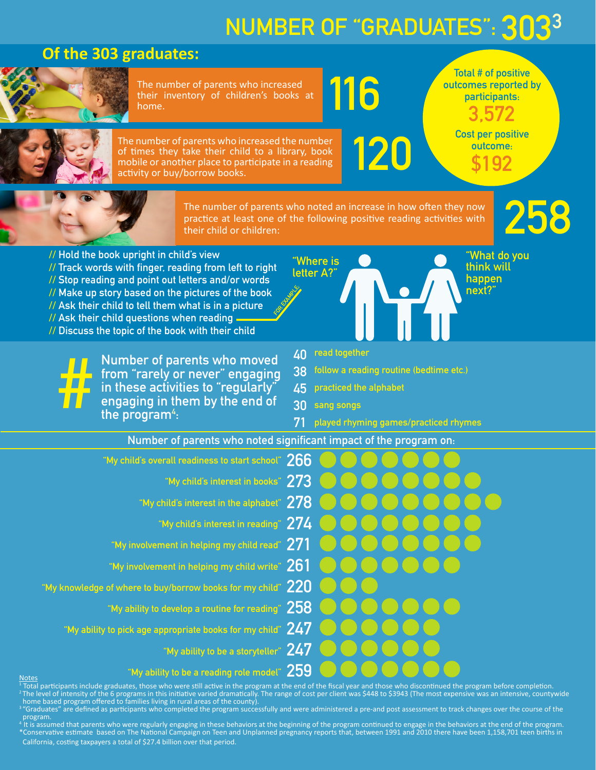# NUMBER OF "GRADUATES": 303[3]

## Of the 303 graduates:

The number of parents who increased their inventory of children's books at home. **116**

The number of parents who increased the number of times they take their child to a library, book mobile or another place to participate in a reading activity or buy/borrow books. **120**

Total # of positive outcomes reported by participants: **3,572**

Cost per positive outcome: **$192**

The number of parents who noted an increase in how often they now practice at least one of the following positive reading activities with their child or children: **258**

- // Hold the book upright in child's view
- // Track words with finger, reading from left to right
- // Stop reading and point out letters and/or words
- // Make up story based on the pictures of the book
- // Ask their child to tell them what is in a picture
- // Ask their child questions when reading
- // Discuss the topic of the book with their child

FOR EXAMPLE: "Where is letter A?" "What do you think will happen next?"

# Number of parents who moved from "rarely or never" engaging in these activities to "regularly" engaging in them by the end of the program[4]:

- 40 read together
- 38 follow a reading routine (bedtime etc.)
- 45 practiced the alphabet
- 30 sang songs
- 71 played rhyming games/practiced rhymes

Number of parents who noted significant impact of the program on:

"My child's overall readiness to start school" 266

"My child's interest in books" 273

"My child's interest in the alphabet" 278

"My child's interest in reading" 274

"My involvement in helping my child read" 271

"My involvement in helping my child write" 261

"My knowledge of where to buy/borrow books for my child" 220

"My ability to develop a routine for reading" 258

"My ability to pick age appropriate books for my child" 247

"My ability to be a storyteller" 247

"My ability to be a reading role model" 259

Notes

[1] Total participants include graduates, those who were still active in the program at the end of the fiscal year and those who discontinued the program before completion.

[2] The level of intensity of the 6 programs in this initiative varied dramatically. The range of cost per client was $448 to $3943 (The most expensive was an intensive, countywide home based program offered to families living in rural areas of the county).

[3] "Graduates" are defined as participants who completed the program successfully and were administered a pre-and post assessment to track changes over the course of the program.

[4] It is assumed that parents who were regularly engaging in these behaviors at the beginning of the program continued to engage in the behaviors at the end of the program.

*Conservative estimate based on The National Campaign on Teen and Unplanned pregnancy reports that, between 1991 and 2010 there have been 1,158,701 teen births in California, costing taxpayers a total of $27.4 billion over that period.